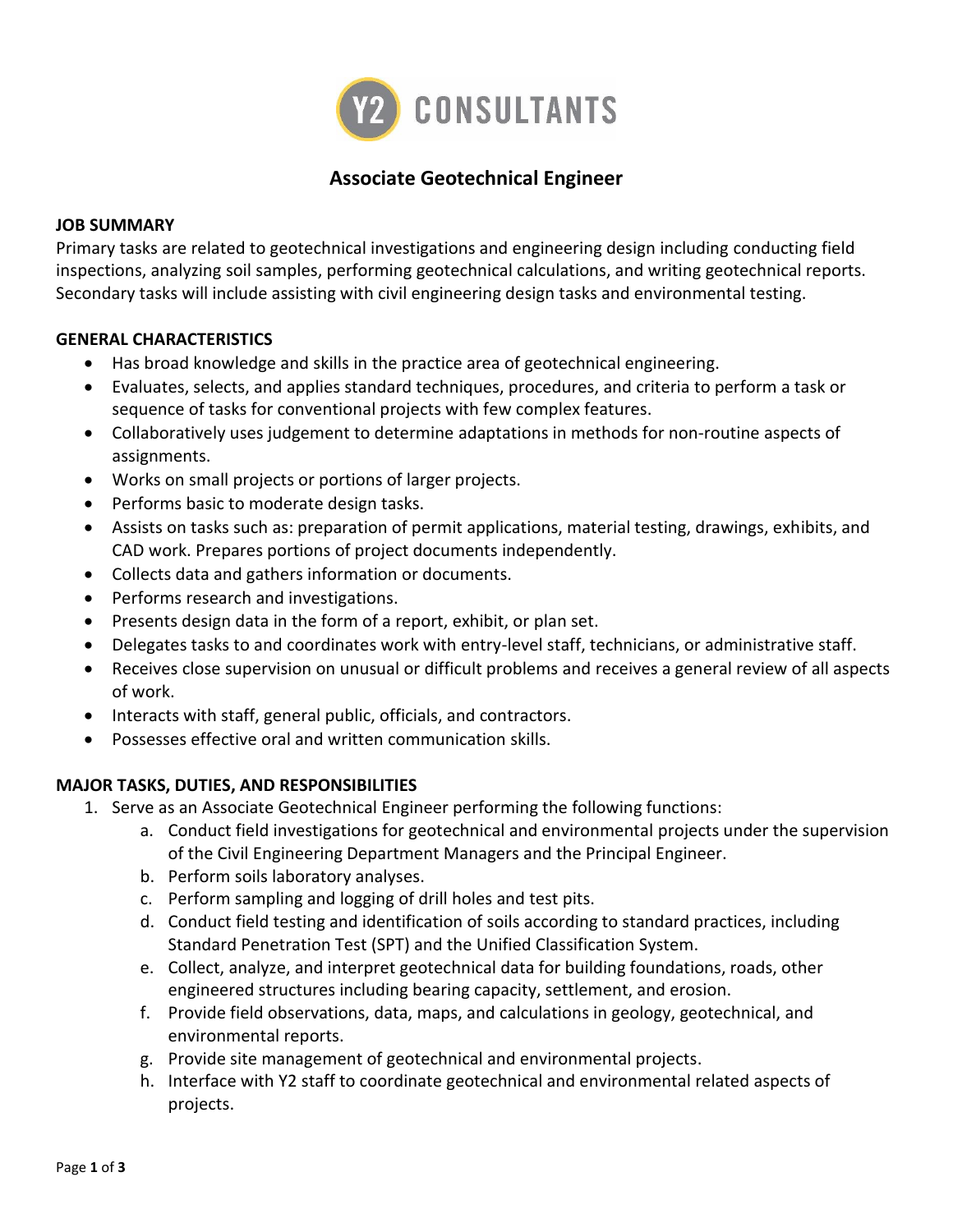Y2 CONSULTANTS

# Associate Geotechnical Engineer

## JOB SUMMARY

Primary tasks are related to geotechnical investigations and engineering design including conducting field inspections, analyzing soil samples, performing geotechnical calculations, and writing geotechnical reports. Secondary tasks will include assisting with civil engineering design tasks and environmental testing.

## GENERAL CHARACTERISTICS

- Has broad knowledge and skills in the practice area of geotechnical engineering.
- Evaluates, selects, and applies standard techniques, procedures, and criteria to perform a task or sequence of tasks for conventional projects with few complex features.
- Collaboratively uses judgement to determine adaptations in methods for non-routine aspects of assignments.
- Works on small projects or portions of larger projects.
- Performs basic to moderate design tasks.
- Assists on tasks such as: preparation of permit applications, material testing, drawings, exhibits, and CAD work. Prepares portions of project documents independently.
- Collects data and gathers information or documents.
- Performs research and investigations.
- Presents design data in the form of a report, exhibit, or plan set.
- Delegates tasks to and coordinates work with entry-level staff, technicians, or administrative staff.
- Receives close supervision on unusual or difficult problems and receives a general review of all aspects of work.
- Interacts with staff, general public, officials, and contractors.
- Possesses effective oral and written communication skills.

## MAJOR TASKS, DUTIES, AND RESPONSIBILITIES

1. Serve as an Associate Geotechnical Engineer performing the following functions:
   a. Conduct field investigations for geotechnical and environmental projects under the supervision of the Civil Engineering Department Managers and the Principal Engineer.
   b. Perform soils laboratory analyses.
   c. Perform sampling and logging of drill holes and test pits.
   d. Conduct field testing and identification of soils according to standard practices, including Standard Penetration Test (SPT) and the Unified Classification System.
   e. Collect, analyze, and interpret geotechnical data for building foundations, roads, other engineered structures including bearing capacity, settlement, and erosion.
   f. Provide field observations, data, maps, and calculations in geology, geotechnical, and environmental reports.
   g. Provide site management of geotechnical and environmental projects.
   h. Interface with Y2 staff to coordinate geotechnical and environmental related aspects of projects.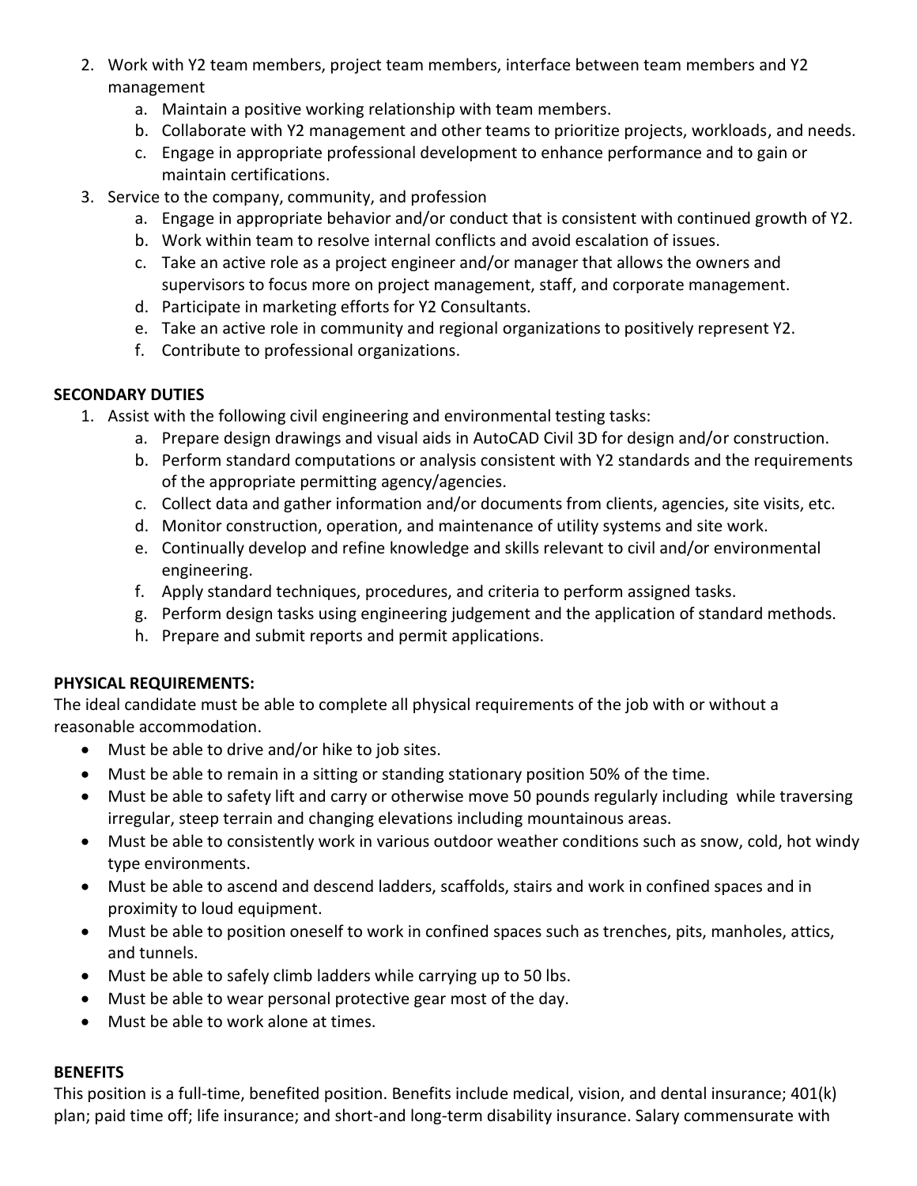2. Work with Y2 team members, project team members, interface between team members and Y2 management
    a. Maintain a positive working relationship with team members.
    b. Collaborate with Y2 management and other teams to prioritize projects, workloads, and needs.
    c. Engage in appropriate professional development to enhance performance and to gain or maintain certifications.
3. Service to the company, community, and profession
    a. Engage in appropriate behavior and/or conduct that is consistent with continued growth of Y2.
    b. Work within team to resolve internal conflicts and avoid escalation of issues.
    c. Take an active role as a project engineer and/or manager that allows the owners and supervisors to focus more on project management, staff, and corporate management.
    d. Participate in marketing efforts for Y2 Consultants.
    e. Take an active role in community and regional organizations to positively represent Y2.
    f. Contribute to professional organizations.

**SECONDARY DUTIES**

1. Assist with the following civil engineering and environmental testing tasks:
    a. Prepare design drawings and visual aids in AutoCAD Civil 3D for design and/or construction.
    b. Perform standard computations or analysis consistent with Y2 standards and the requirements of the appropriate permitting agency/agencies.
    c. Collect data and gather information and/or documents from clients, agencies, site visits, etc.
    d. Monitor construction, operation, and maintenance of utility systems and site work.
    e. Continually develop and refine knowledge and skills relevant to civil and/or environmental engineering.
    f. Apply standard techniques, procedures, and criteria to perform assigned tasks.
    g. Perform design tasks using engineering judgement and the application of standard methods.
    h. Prepare and submit reports and permit applications.

**PHYSICAL REQUIREMENTS:**

The ideal candidate must be able to complete all physical requirements of the job with or without a reasonable accommodation.

- Must be able to drive and/or hike to job sites.
- Must be able to remain in a sitting or standing stationary position 50% of the time.
- Must be able to safety lift and carry or otherwise move 50 pounds regularly including while traversing irregular, steep terrain and changing elevations including mountainous areas.
- Must be able to consistently work in various outdoor weather conditions such as snow, cold, hot windy type environments.
- Must be able to ascend and descend ladders, scaffolds, stairs and work in confined spaces and in proximity to loud equipment.
- Must be able to position oneself to work in confined spaces such as trenches, pits, manholes, attics, and tunnels.
- Must be able to safely climb ladders while carrying up to 50 lbs.
- Must be able to wear personal protective gear most of the day.
- Must be able to work alone at times.

**BENEFITS**

This position is a full-time, benefited position. Benefits include medical, vision, and dental insurance; 401(k) plan; paid time off; life insurance; and short-and long-term disability insurance. Salary commensurate with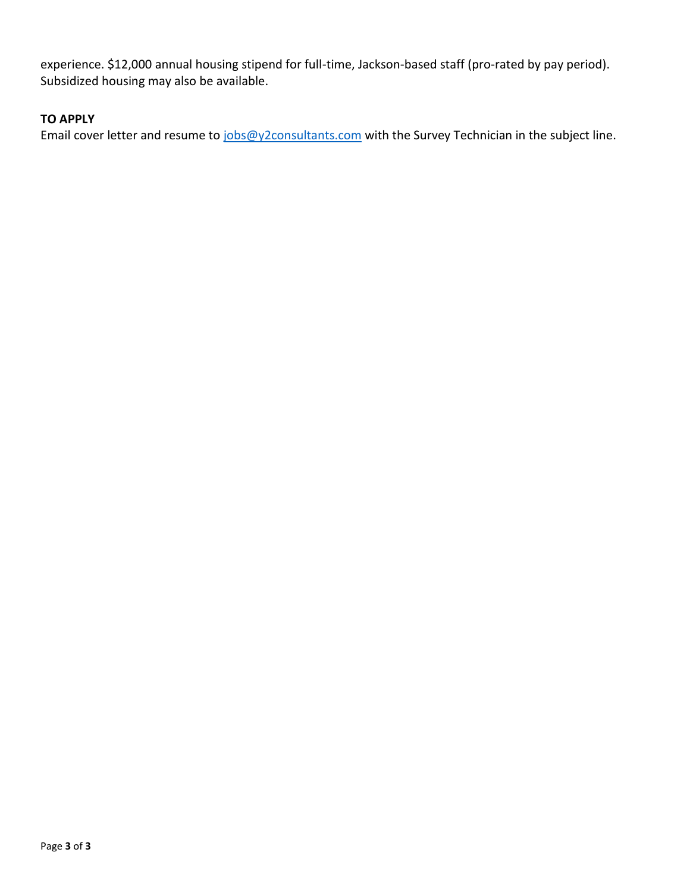experience. $12,000 annual housing stipend for full-time, Jackson-based staff (pro-rated by pay period). Subsidized housing may also be available.

**TO APPLY**

Email cover letter and resume to jobs@y2consultants.com with the Survey Technician in the subject line.